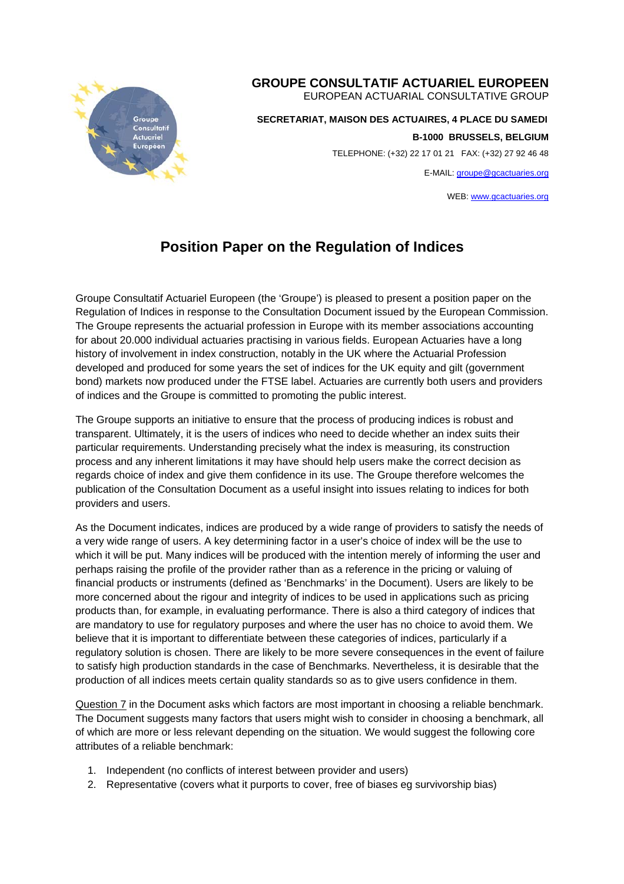**GROUPE CONSULTATIF ACTUARIEL EUROPEEN**
EUROPEAN ACTUARIAL CONSULTATIVE GROUP

**SECRETARIAT, MAISON DES ACTUAIRES, 4 PLACE DU SAMEDI**
**B-1000 BRUSSELS, BELGIUM**
TELEPHONE: (+32) 22 17 01 21 FAX: (+32) 27 92 46 48
E-MAIL: groupe@gcactuaries.org
WEB: www.gcactuaries.org

# Position Paper on the Regulation of Indices

Groupe Consultatif Actuariel Europeen (the 'Groupe') is pleased to present a position paper on the Regulation of Indices in response to the Consultation Document issued by the European Commission. The Groupe represents the actuarial profession in Europe with its member associations accounting for about 20.000 individual actuaries practising in various fields. European Actuaries have a long history of involvement in index construction, notably in the UK where the Actuarial Profession developed and produced for some years the set of indices for the UK equity and gilt (government bond) markets now produced under the FTSE label. Actuaries are currently both users and providers of indices and the Groupe is committed to promoting the public interest.

The Groupe supports an initiative to ensure that the process of producing indices is robust and transparent. Ultimately, it is the users of indices who need to decide whether an index suits their particular requirements. Understanding precisely what the index is measuring, its construction process and any inherent limitations it may have should help users make the correct decision as regards choice of index and give them confidence in its use. The Groupe therefore welcomes the publication of the Consultation Document as a useful insight into issues relating to indices for both providers and users.

As the Document indicates, indices are produced by a wide range of providers to satisfy the needs of a very wide range of users. A key determining factor in a user's choice of index will be the use to which it will be put. Many indices will be produced with the intention merely of informing the user and perhaps raising the profile of the provider rather than as a reference in the pricing or valuing of financial products or instruments (defined as 'Benchmarks' in the Document). Users are likely to be more concerned about the rigour and integrity of indices to be used in applications such as pricing products than, for example, in evaluating performance. There is also a third category of indices that are mandatory to use for regulatory purposes and where the user has no choice to avoid them. We believe that it is important to differentiate between these categories of indices, particularly if a regulatory solution is chosen. There are likely to be more severe consequences in the event of failure to satisfy high production standards in the case of Benchmarks. Nevertheless, it is desirable that the production of all indices meets certain quality standards so as to give users confidence in them.

Question 7 in the Document asks which factors are most important in choosing a reliable benchmark. The Document suggests many factors that users might wish to consider in choosing a benchmark, all of which are more or less relevant depending on the situation. We would suggest the following core attributes of a reliable benchmark:

1. Independent (no conflicts of interest between provider and users)
2. Representative (covers what it purports to cover, free of biases eg survivorship bias)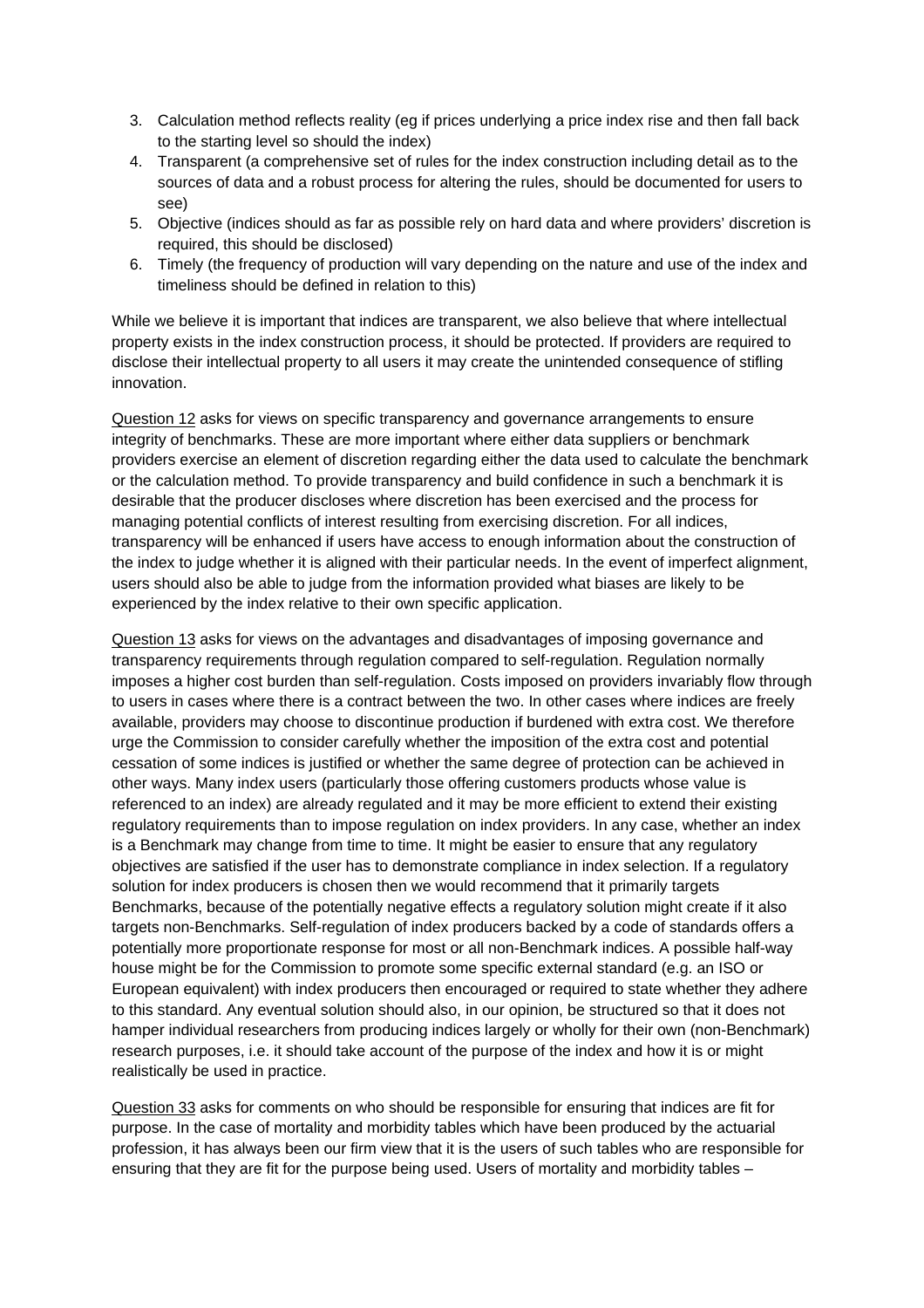3. Calculation method reflects reality (eg if prices underlying a price index rise and then fall back to the starting level so should the index)
4. Transparent (a comprehensive set of rules for the index construction including detail as to the sources of data and a robust process for altering the rules, should be documented for users to see)
5. Objective (indices should as far as possible rely on hard data and where providers' discretion is required, this should be disclosed)
6. Timely (the frequency of production will vary depending on the nature and use of the index and timeliness should be defined in relation to this)

While we believe it is important that indices are transparent, we also believe that where intellectual property exists in the index construction process, it should be protected. If providers are required to disclose their intellectual property to all users it may create the unintended consequence of stifling innovation.

Question 12 asks for views on specific transparency and governance arrangements to ensure integrity of benchmarks. These are more important where either data suppliers or benchmark providers exercise an element of discretion regarding either the data used to calculate the benchmark or the calculation method. To provide transparency and build confidence in such a benchmark it is desirable that the producer discloses where discretion has been exercised and the process for managing potential conflicts of interest resulting from exercising discretion. For all indices, transparency will be enhanced if users have access to enough information about the construction of the index to judge whether it is aligned with their particular needs. In the event of imperfect alignment, users should also be able to judge from the information provided what biases are likely to be experienced by the index relative to their own specific application.

Question 13 asks for views on the advantages and disadvantages of imposing governance and transparency requirements through regulation compared to self-regulation. Regulation normally imposes a higher cost burden than self-regulation. Costs imposed on providers invariably flow through to users in cases where there is a contract between the two. In other cases where indices are freely available, providers may choose to discontinue production if burdened with extra cost. We therefore urge the Commission to consider carefully whether the imposition of the extra cost and potential cessation of some indices is justified or whether the same degree of protection can be achieved in other ways. Many index users (particularly those offering customers products whose value is referenced to an index) are already regulated and it may be more efficient to extend their existing regulatory requirements than to impose regulation on index providers. In any case, whether an index is a Benchmark may change from time to time. It might be easier to ensure that any regulatory objectives are satisfied if the user has to demonstrate compliance in index selection. If a regulatory solution for index producers is chosen then we would recommend that it primarily targets Benchmarks, because of the potentially negative effects a regulatory solution might create if it also targets non-Benchmarks. Self-regulation of index producers backed by a code of standards offers a potentially more proportionate response for most or all non-Benchmark indices. A possible half-way house might be for the Commission to promote some specific external standard (e.g. an ISO or European equivalent) with index producers then encouraged or required to state whether they adhere to this standard. Any eventual solution should also, in our opinion, be structured so that it does not hamper individual researchers from producing indices largely or wholly for their own (non-Benchmark) research purposes, i.e. it should take account of the purpose of the index and how it is or might realistically be used in practice.

Question 33 asks for comments on who should be responsible for ensuring that indices are fit for purpose. In the case of mortality and morbidity tables which have been produced by the actuarial profession, it has always been our firm view that it is the users of such tables who are responsible for ensuring that they are fit for the purpose being used. Users of mortality and morbidity tables –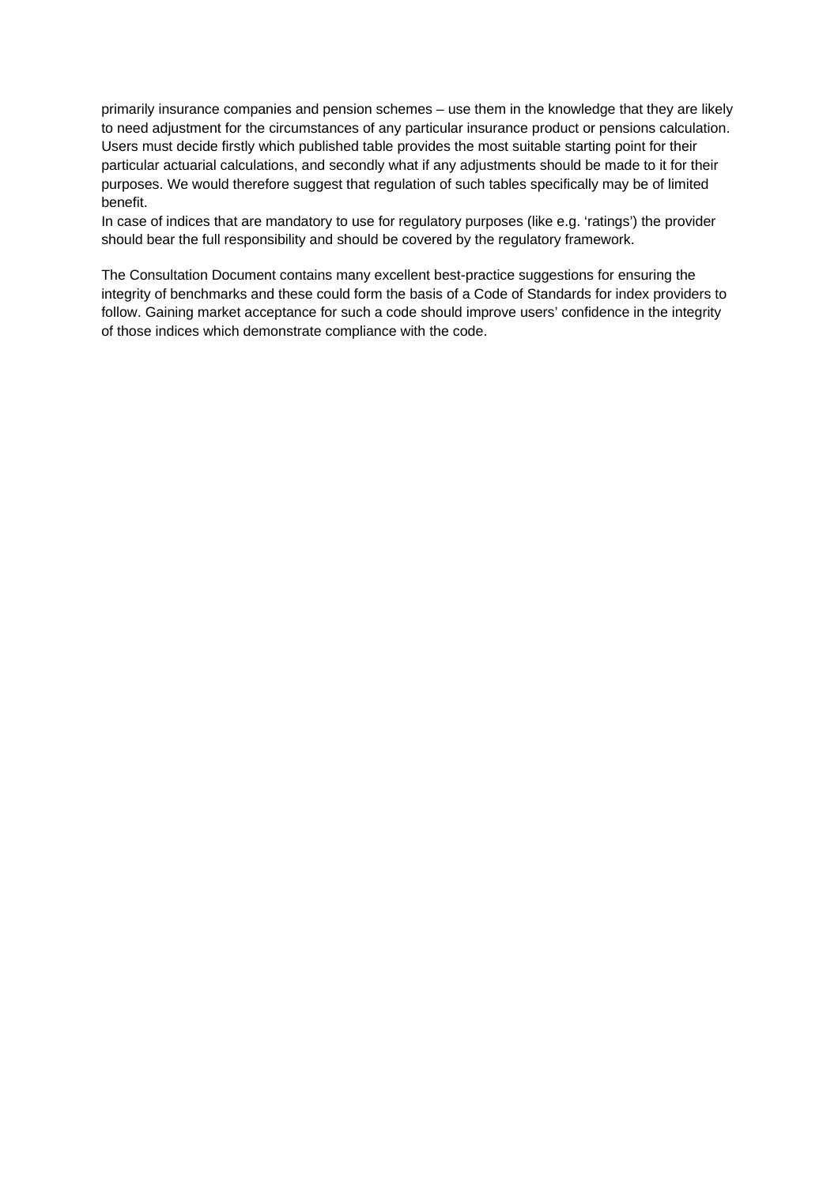primarily insurance companies and pension schemes – use them in the knowledge that they are likely to need adjustment for the circumstances of any particular insurance product or pensions calculation. Users must decide firstly which published table provides the most suitable starting point for their particular actuarial calculations, and secondly what if any adjustments should be made to it for their purposes. We would therefore suggest that regulation of such tables specifically may be of limited benefit.

In case of indices that are mandatory to use for regulatory purposes (like e.g. 'ratings') the provider should bear the full responsibility and should be covered by the regulatory framework.

The Consultation Document contains many excellent best-practice suggestions for ensuring the integrity of benchmarks and these could form the basis of a Code of Standards for index providers to follow. Gaining market acceptance for such a code should improve users' confidence in the integrity of those indices which demonstrate compliance with the code.